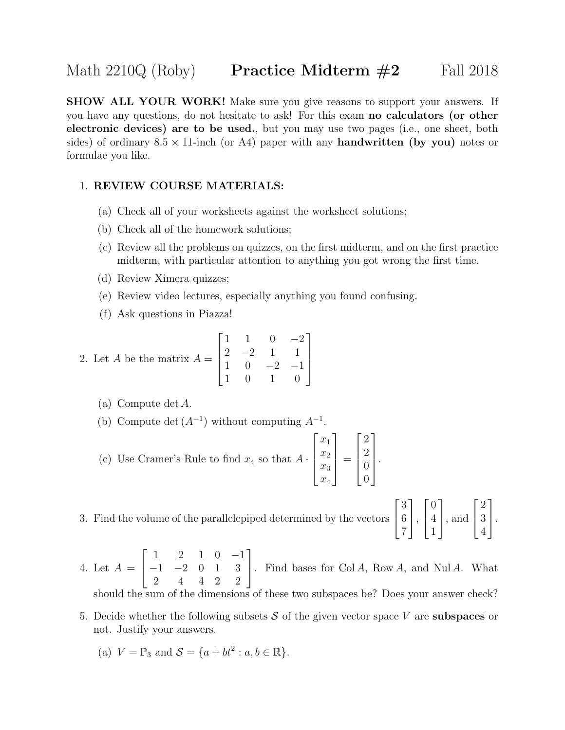# Math 2210Q (Roby) **Practice Midterm #2** Fall 2018

**SHOW ALL YOUR WORK!** Make sure you give reasons to support your answers. If you have any questions, do not hesitate to ask! For this exam **no calculators (or other electronic devices) are to be used.**, but you may use two pages (i.e., one sheet, both sides) of ordinary $8.5 \times 11$-inch (or A4) paper with any **handwritten (by you)** notes or formulae you like.

1. **REVIEW COURSE MATERIALS:**
   (a) Check all of your worksheets against the worksheet solutions;
   (b) Check all of the homework solutions;
   (c) Review all the problems on quizzes, on the first midterm, and on the first practice midterm, with particular attention to anything you got wrong the first time.
   (d) Review Ximera quizzes;
   (e) Review video lectures, especially anything you found confusing.
   (f) Ask questions in Piazza!

2. Let $A$ be the matrix $A = \begin{bmatrix} 1 & 1 & 0 & -2 \\ 2 & -2 & 1 & 1 \\ 1 & 0 & -2 & -1 \\ 1 & 0 & 1 & 0 \end{bmatrix}$

   (a) Compute $\det A$.
   (b) Compute $\det(A^{-1})$ without computing $A^{-1}$.
   (c) Use Cramer's Rule to find $x_4$ so that $A \cdot \begin{bmatrix} x_1 \\ x_2 \\ x_3 \\ x_4 \end{bmatrix} = \begin{bmatrix} 2 \\ 2 \\ 0 \\ 0 \end{bmatrix}$.

3. Find the volume of the parallelepiped determined by the vectors $\begin{bmatrix} 3 \\ 6 \\ 7 \end{bmatrix}$, $\begin{bmatrix} 0 \\ 4 \\ 1 \end{bmatrix}$, and $\begin{bmatrix} 2 \\ 3 \\ 4 \end{bmatrix}$.

4. Let $A = \begin{bmatrix} 1 & 2 & 1 & 0 & -1 \\ -1 & -2 & 0 & 1 & 3 \\ 2 & 4 & 4 & 2 & 2 \end{bmatrix}$. Find bases for $\operatorname{Col} A$, $\operatorname{Row} A$, and $\operatorname{Nul} A$. What should the sum of the dimensions of these two subspaces be? Does your answer check?

5. Decide whether the following subsets $\mathcal{S}$ of the given vector space $V$ are **subspaces** or not. Justify your answers.

   (a) $V = \mathbb{P}_3$ and $\mathcal{S} = \{a + bt^2 : a, b \in \mathbb{R}\}$.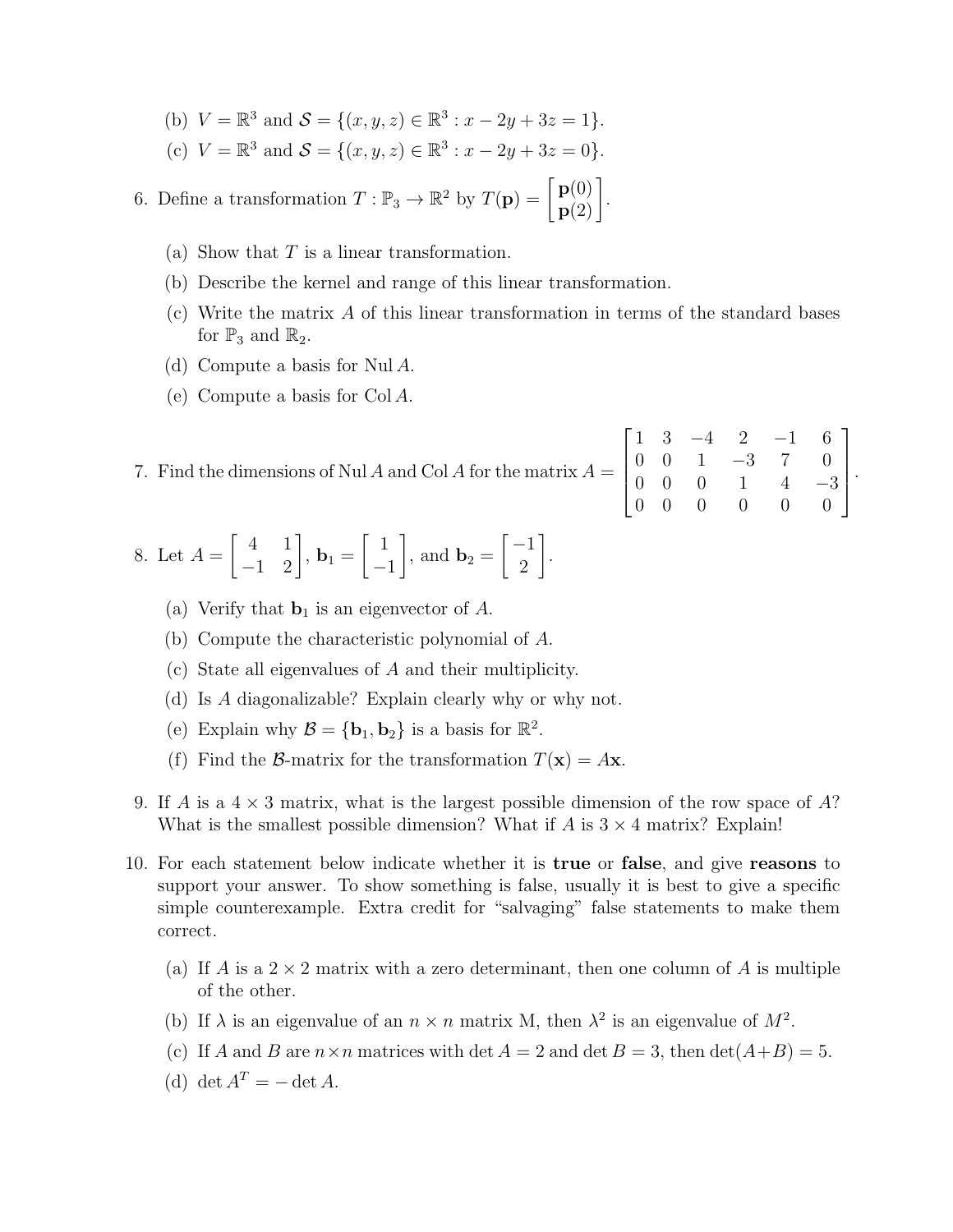(b) $V = \mathbb{R}^3$ and $\mathcal{S} = \{(x, y, z) \in \mathbb{R}^3 : x - 2y + 3z = 1\}$.

(c) $V = \mathbb{R}^3$ and $\mathcal{S} = \{(x, y, z) \in \mathbb{R}^3 : x - 2y + 3z = 0\}$.

6. Define a transformation $T : \mathbb{P}_3 \to \mathbb{R}^2$ by $T(\mathbf{p}) = \begin{bmatrix} \mathbf{p}(0) \\ \mathbf{p}(2) \end{bmatrix}$.

   (a) Show that $T$ is a linear transformation.

   (b) Describe the kernel and range of this linear transformation.

   (c) Write the matrix $A$ of this linear transformation in terms of the standard bases for $\mathbb{P}_3$ and $\mathbb{R}_2$.

   (d) Compute a basis for $\operatorname{Nul} A$.

   (e) Compute a basis for $\operatorname{Col} A$.

7. Find the dimensions of $\operatorname{Nul} A$ and $\operatorname{Col} A$ for the matrix $A = \begin{bmatrix} 1 & 3 & -4 & 2 & -1 & 6 \\ 0 & 0 & 1 & -3 & 7 & 0 \\ 0 & 0 & 0 & 1 & 4 & -3 \\ 0 & 0 & 0 & 0 & 0 & 0 \end{bmatrix}$.

8. Let $A = \begin{bmatrix} 4 & 1 \\ -1 & 2 \end{bmatrix}$, $\mathbf{b}_1 = \begin{bmatrix} 1 \\ -1 \end{bmatrix}$, and $\mathbf{b}_2 = \begin{bmatrix} -1 \\ 2 \end{bmatrix}$.

   (a) Verify that $\mathbf{b}_1$ is an eigenvector of $A$.

   (b) Compute the characteristic polynomial of $A$.

   (c) State all eigenvalues of $A$ and their multiplicity.

   (d) Is $A$ diagonalizable? Explain clearly why or why not.

   (e) Explain why $\mathcal{B} = \{\mathbf{b}_1, \mathbf{b}_2\}$ is a basis for $\mathbb{R}^2$.

   (f) Find the $\mathcal{B}$-matrix for the transformation $T(\mathbf{x}) = A\mathbf{x}$.

9. If $A$ is a $4 \times 3$ matrix, what is the largest possible dimension of the row space of $A$? What is the smallest possible dimension? What if $A$ is $3 \times 4$ matrix? Explain!

10. For each statement below indicate whether it is **true** or **false**, and give **reasons** to support your answer. To show something is false, usually it is best to give a specific simple counterexample. Extra credit for "salvaging" false statements to make them correct.

    (a) If $A$ is a $2 \times 2$ matrix with a zero determinant, then one column of $A$ is multiple of the other.

    (b) If $\lambda$ is an eigenvalue of an $n \times n$ matrix M, then $\lambda^2$ is an eigenvalue of $M^2$.

    (c) If $A$ and $B$ are $n \times n$ matrices with $\det A = 2$ and $\det B = 3$, then $\det(A+B) = 5$.

    (d) $\det A^T = -\det A$.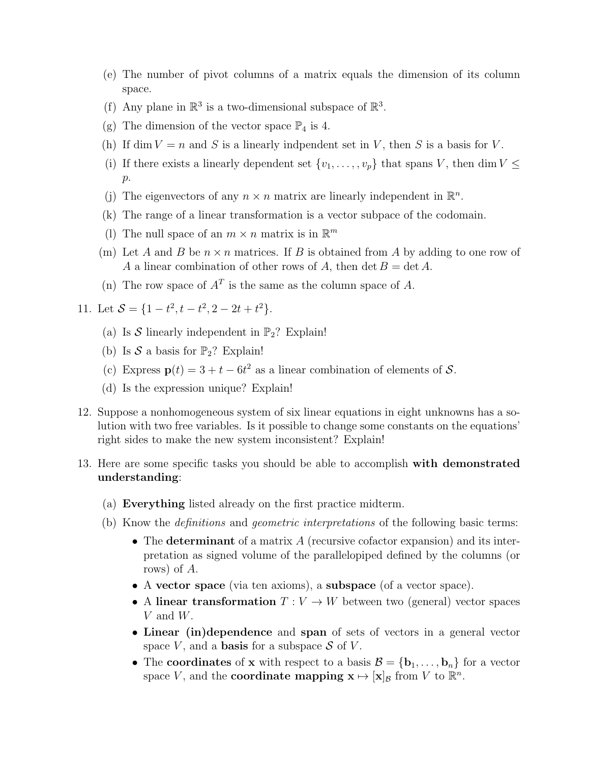(e) The number of pivot columns of a matrix equals the dimension of its column space.

(f) Any plane in $\mathbb{R}^3$ is a two-dimensional subspace of $\mathbb{R}^3$.

(g) The dimension of the vector space $\mathbb{P}_4$ is 4.

(h) If $\dim V = n$ and $S$ is a linearly indpendent set in $V$, then $S$ is a basis for $V$.

(i) If there exists a linearly dependent set $\{v_1, \ldots, , v_p\}$ that spans $V$, then $\dim V \leq p$.

(j) The eigenvectors of any $n \times n$ matrix are linearly independent in $\mathbb{R}^n$.

(k) The range of a linear transformation is a vector subpace of the codomain.

(l) The null space of an $m \times n$ matrix is in $\mathbb{R}^m$

(m) Let $A$ and $B$ be $n \times n$ matrices. If $B$ is obtained from $A$ by adding to one row of $A$ a linear combination of other rows of $A$, then $\det B = \det A$.

(n) The row space of $A^T$ is the same as the column space of $A$.

11. Let $\mathcal{S} = \{1 - t^2, t - t^2, 2 - 2t + t^2\}$.

    (a) Is $\mathcal{S}$ linearly independent in $\mathbb{P}_2$? Explain!

    (b) Is $\mathcal{S}$ a basis for $\mathbb{P}_2$? Explain!

    (c) Express $\mathbf{p}(t) = 3 + t - 6t^2$ as a linear combination of elements of $\mathcal{S}$.

    (d) Is the expression unique? Explain!

12. Suppose a nonhomogeneous system of six linear equations in eight unknowns has a solution with two free variables. Is it possible to change some constants on the equations' right sides to make the new system inconsistent? Explain!

13. Here are some specific tasks you should be able to accomplish **with demonstrated understanding**:

    (a) **Everything** listed already on the first practice midterm.

    (b) Know the *definitions* and *geometric interpretations* of the following basic terms:

    - The **determinant** of a matrix $A$ (recursive cofactor expansion) and its interpretation as signed volume of the parallelopiped defined by the columns (or rows) of $A$.
    - A **vector space** (via ten axioms), a **subspace** (of a vector space).
    - A **linear transformation** $T : V \to W$ between two (general) vector spaces $V$ and $W$.
    - **Linear (in)dependence** and **span** of sets of vectors in a general vector space $V$, and a **basis** for a subspace $\mathcal{S}$ of $V$.
    - The **coordinates** of $\mathbf{x}$ with respect to a basis $\mathcal{B} = \{\mathbf{b}_1, \ldots, \mathbf{b}_n\}$ for a vector space $V$, and the **coordinate mapping** $\mathbf{x} \mapsto [\mathbf{x}]_{\mathcal{B}}$ from $V$ to $\mathbb{R}^n$.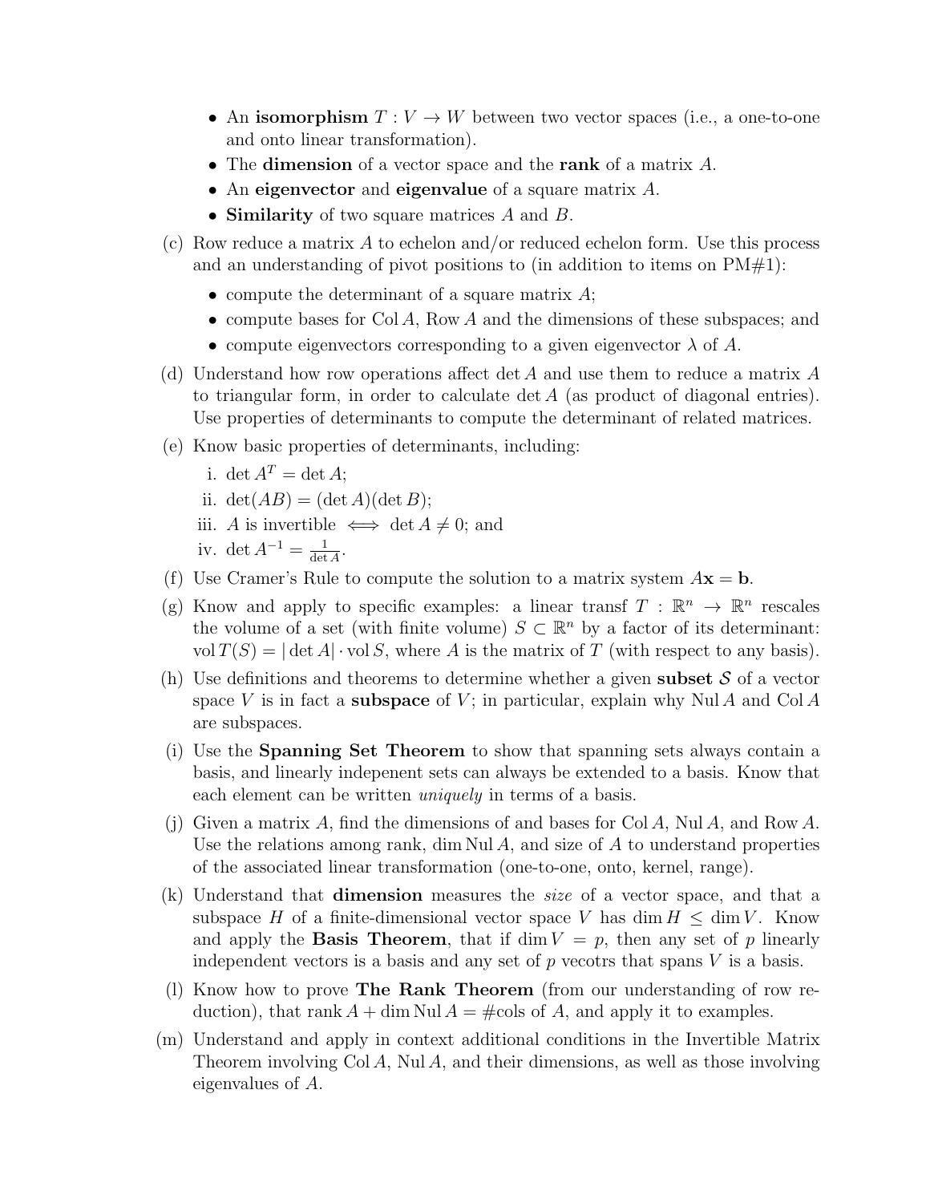- An **isomorphism** $T : V \to W$ between two vector spaces (i.e., a one-to-one and onto linear transformation).
- The **dimension** of a vector space and the **rank** of a matrix $A$.
- An **eigenvector** and **eigenvalue** of a square matrix $A$.
- **Similarity** of two square matrices $A$ and $B$.

(c) Row reduce a matrix $A$ to echelon and/or reduced echelon form. Use this process and an understanding of pivot positions to (in addition to items on PM#1):

- compute the determinant of a square matrix $A$;
- compute bases for $\operatorname{Col} A$, $\operatorname{Row} A$ and the dimensions of these subspaces; and
- compute eigenvectors corresponding to a given eigenvector $\lambda$ of $A$.

(d) Understand how row operations affect $\det A$ and use them to reduce a matrix $A$ to triangular form, in order to calculate $\det A$ (as product of diagonal entries). Use properties of determinants to compute the determinant of related matrices.

(e) Know basic properties of determinants, including:

i. $\det A^T = \det A$;

ii. $\det(AB) = (\det A)(\det B)$;

iii. $A$ is invertible $\iff \det A \neq 0$; and

iv. $\det A^{-1} = \frac{1}{\det A}$.

(f) Use Cramer's Rule to compute the solution to a matrix system $A\mathbf{x} = \mathbf{b}$.

(g) Know and apply to specific examples: a linear transf $T : \mathbb{R}^n \to \mathbb{R}^n$ rescales the volume of a set (with finite volume) $S \subset \mathbb{R}^n$ by a factor of its determinant: $\operatorname{vol} T(S) = |\det A| \cdot \operatorname{vol} S$, where $A$ is the matrix of $T$ (with respect to any basis).

(h) Use definitions and theorems to determine whether a given **subset** $\mathcal{S}$ of a vector space $V$ is in fact a **subspace** of $V$; in particular, explain why $\operatorname{Nul} A$ and $\operatorname{Col} A$ are subspaces.

(i) Use the **Spanning Set Theorem** to show that spanning sets always contain a basis, and linearly indepenent sets can always be extended to a basis. Know that each element can be written *uniquely* in terms of a basis.

(j) Given a matrix $A$, find the dimensions of and bases for $\operatorname{Col} A$, $\operatorname{Nul} A$, and $\operatorname{Row} A$. Use the relations among rank, $\dim \operatorname{Nul} A$, and size of $A$ to understand properties of the associated linear transformation (one-to-one, onto, kernel, range).

(k) Understand that **dimension** measures the *size* of a vector space, and that a subspace $H$ of a finite-dimensional vector space $V$ has $\dim H \leq \dim V$. Know and apply the **Basis Theorem**, that if $\dim V = p$, then any set of $p$ linearly independent vectors is a basis and any set of $p$ vecotrs that spans $V$ is a basis.

(l) Know how to prove **The Rank Theorem** (from our understanding of row reduction), that $\operatorname{rank} A + \dim \operatorname{Nul} A = \#\text{cols of } A$, and apply it to examples.

(m) Understand and apply in context additional conditions in the Invertible Matrix Theorem involving $\operatorname{Col} A$, $\operatorname{Nul} A$, and their dimensions, as well as those involving eigenvalues of $A$.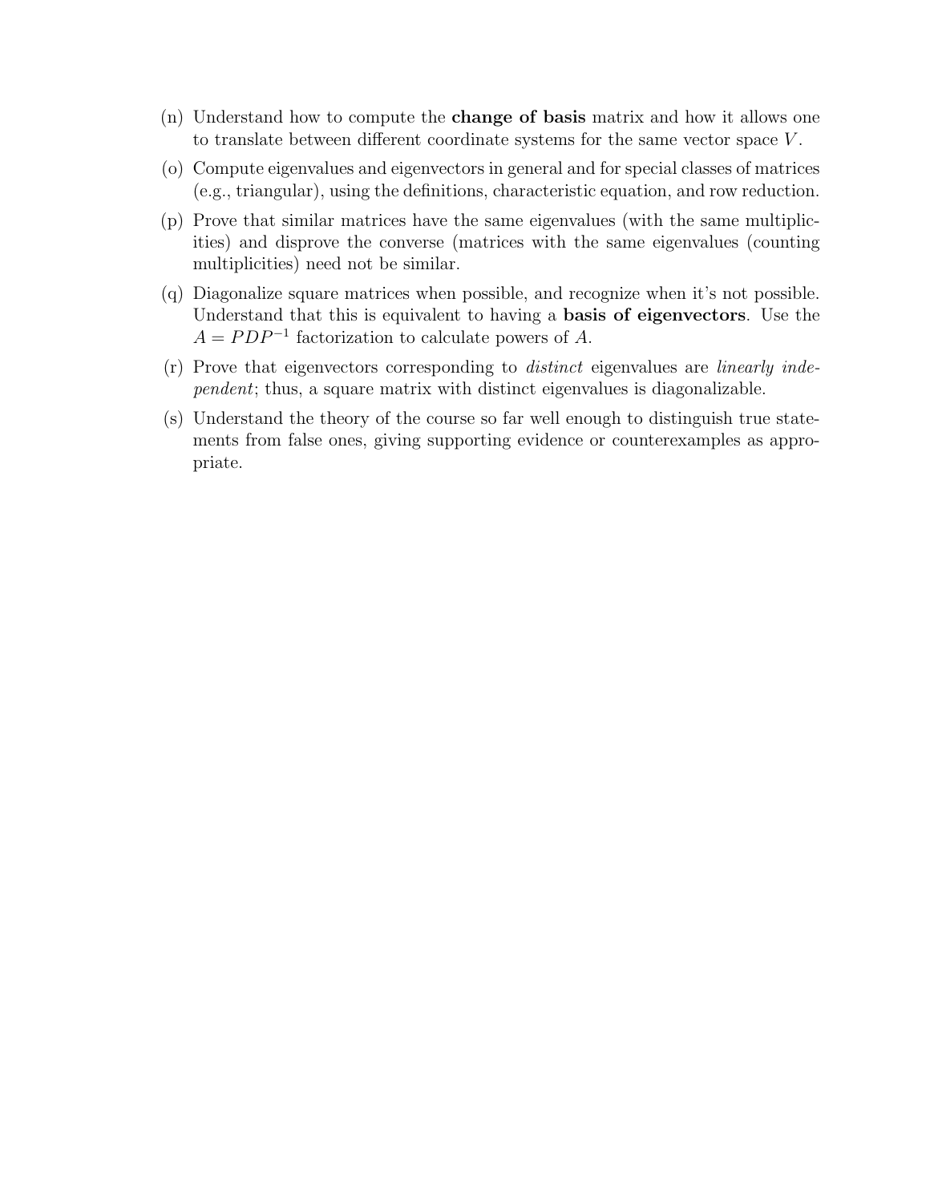(n) Understand how to compute the **change of basis** matrix and how it allows one to translate between different coordinate systems for the same vector space $V$.

(o) Compute eigenvalues and eigenvectors in general and for special classes of matrices (e.g., triangular), using the definitions, characteristic equation, and row reduction.

(p) Prove that similar matrices have the same eigenvalues (with the same multiplicities) and disprove the converse (matrices with the same eigenvalues (counting multiplicities) need not be similar.

(q) Diagonalize square matrices when possible, and recognize when it's not possible. Understand that this is equivalent to having a **basis of eigenvectors**. Use the $A = PDP^{-1}$ factorization to calculate powers of $A$.

(r) Prove that eigenvectors corresponding to *distinct* eigenvalues are *linearly independent*; thus, a square matrix with distinct eigenvalues is diagonalizable.

(s) Understand the theory of the course so far well enough to distinguish true statements from false ones, giving supporting evidence or counterexamples as appropriate.